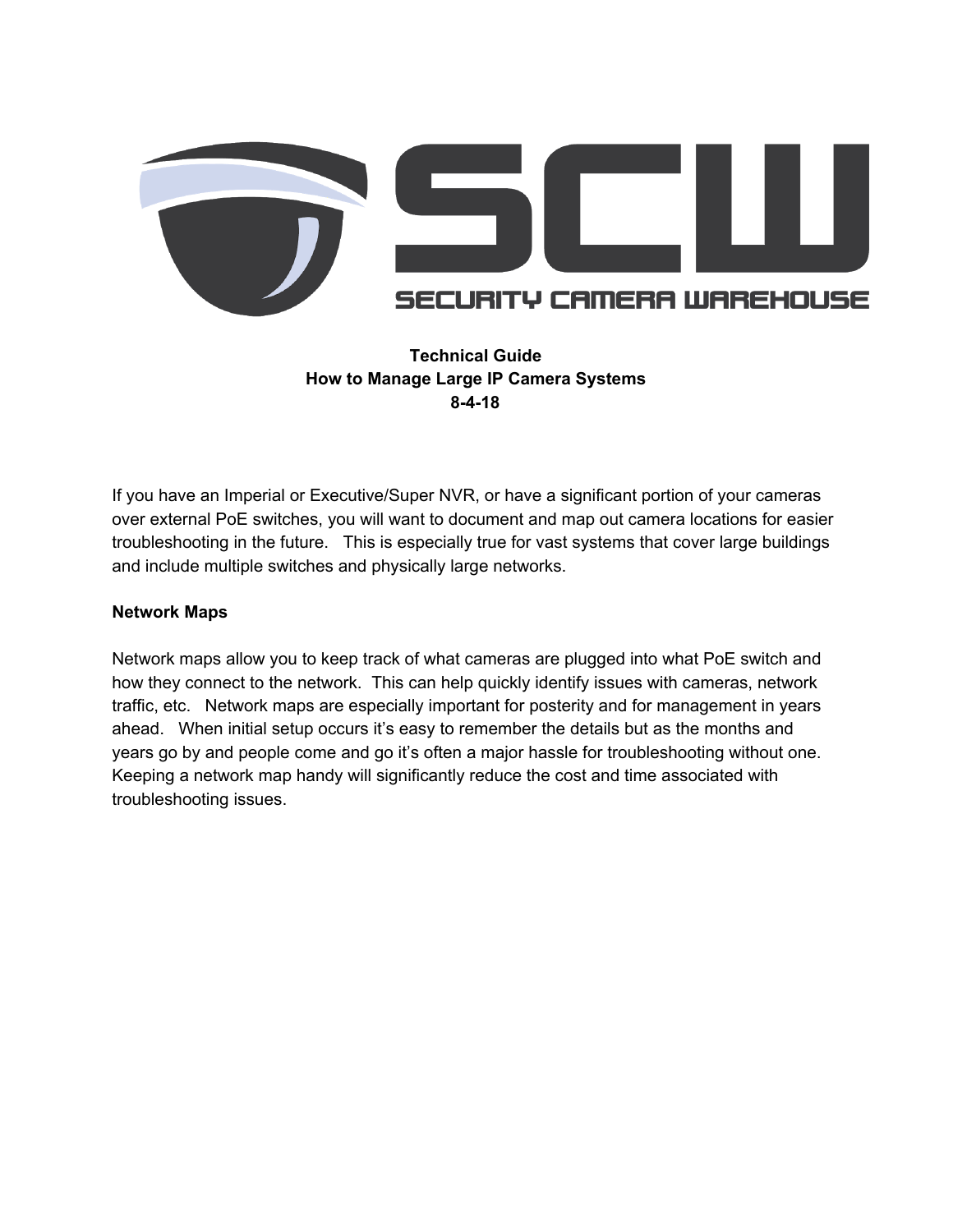SCW

SECURITY CAMERA WAREHOUSE

**Technical Guide**
**How to Manage Large IP Camera Systems**
**8-4-18**

If you have an Imperial or Executive/Super NVR, or have a significant portion of your cameras over external PoE switches, you will want to document and map out camera locations for easier troubleshooting in the future. This is especially true for vast systems that cover large buildings and include multiple switches and physically large networks.

## Network Maps

Network maps allow you to keep track of what cameras are plugged into what PoE switch and how they connect to the network. This can help quickly identify issues with cameras, network traffic, etc. Network maps are especially important for posterity and for management in years ahead. When initial setup occurs it's easy to remember the details but as the months and years go by and people come and go it's often a major hassle for troubleshooting without one. Keeping a network map handy will significantly reduce the cost and time associated with troubleshooting issues.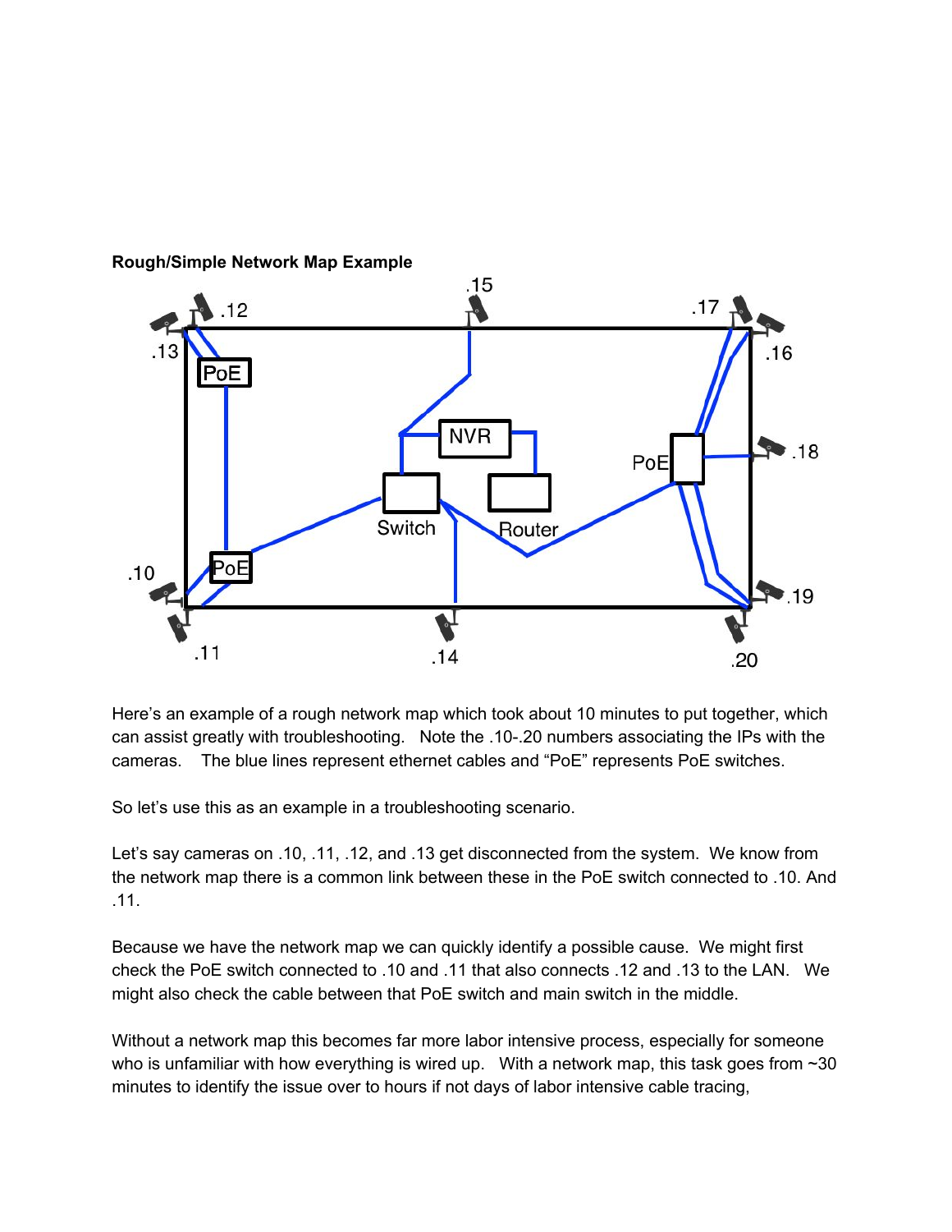**Rough/Simple Network Map Example**

.15
.12
.17
.13
.16
PoE
NVR
.18
PoE
Switch
Router
.10
PoE
.19
.11
.14
.20

Here's an example of a rough network map which took about 10 minutes to put together, which can assist greatly with troubleshooting. Note the .10-.20 numbers associating the IPs with the cameras. The blue lines represent ethernet cables and "PoE" represents PoE switches.

So let's use this as an example in a troubleshooting scenario.

Let's say cameras on .10, .11, .12, and .13 get disconnected from the system. We know from the network map there is a common link between these in the PoE switch connected to .10. And .11.

Because we have the network map we can quickly identify a possible cause. We might first check the PoE switch connected to .10 and .11 that also connects .12 and .13 to the LAN. We might also check the cable between that PoE switch and main switch in the middle.

Without a network map this becomes far more labor intensive process, especially for someone who is unfamiliar with how everything is wired up. With a network map, this task goes from ~30 minutes to identify the issue over to hours if not days of labor intensive cable tracing,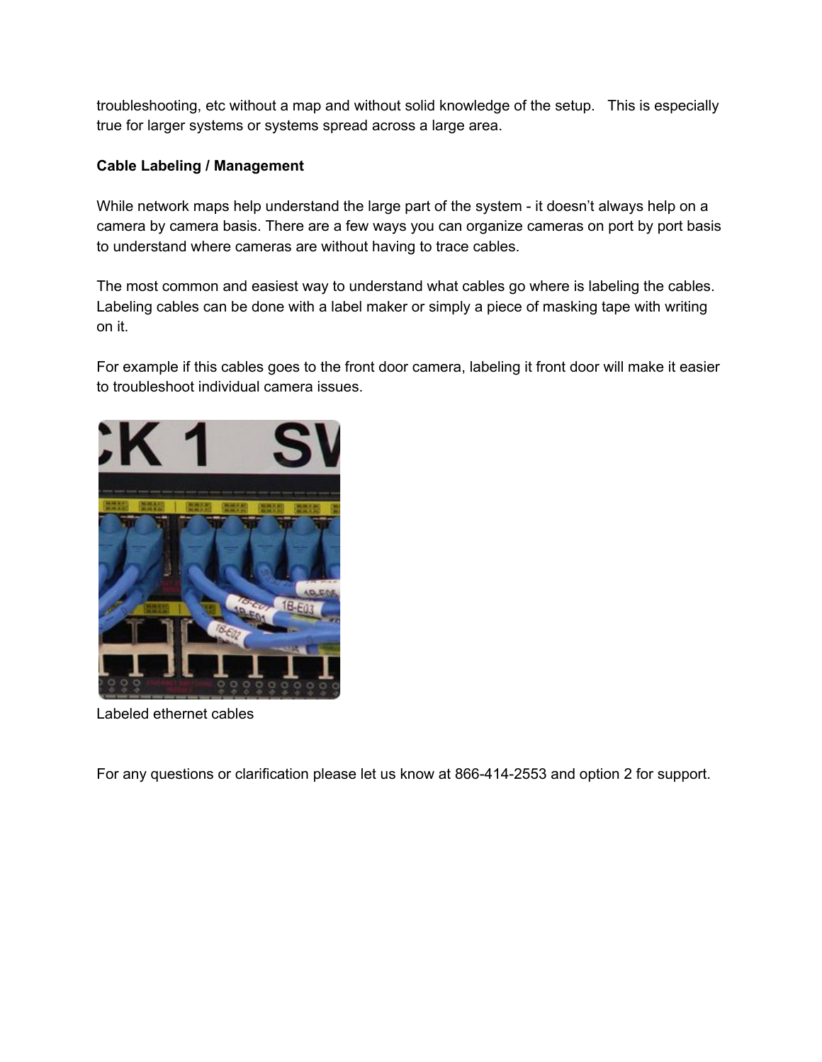troubleshooting, etc without a map and without solid knowledge of the setup.   This is especially true for larger systems or systems spread across a large area.

**Cable Labeling / Management**

While network maps help understand the large part of the system - it doesn't always help on a camera by camera basis. There are a few ways you can organize cameras on port by port basis to understand where cameras are without having to trace cables.

The most common and easiest way to understand what cables go where is labeling the cables. Labeling cables can be done with a label maker or simply a piece of masking tape with writing on it.

For example if this cables goes to the front door camera, labeling it front door will make it easier to troubleshoot individual camera issues.

Labeled ethernet cables

For any questions or clarification please let us know at 866-414-2553 and option 2 for support.